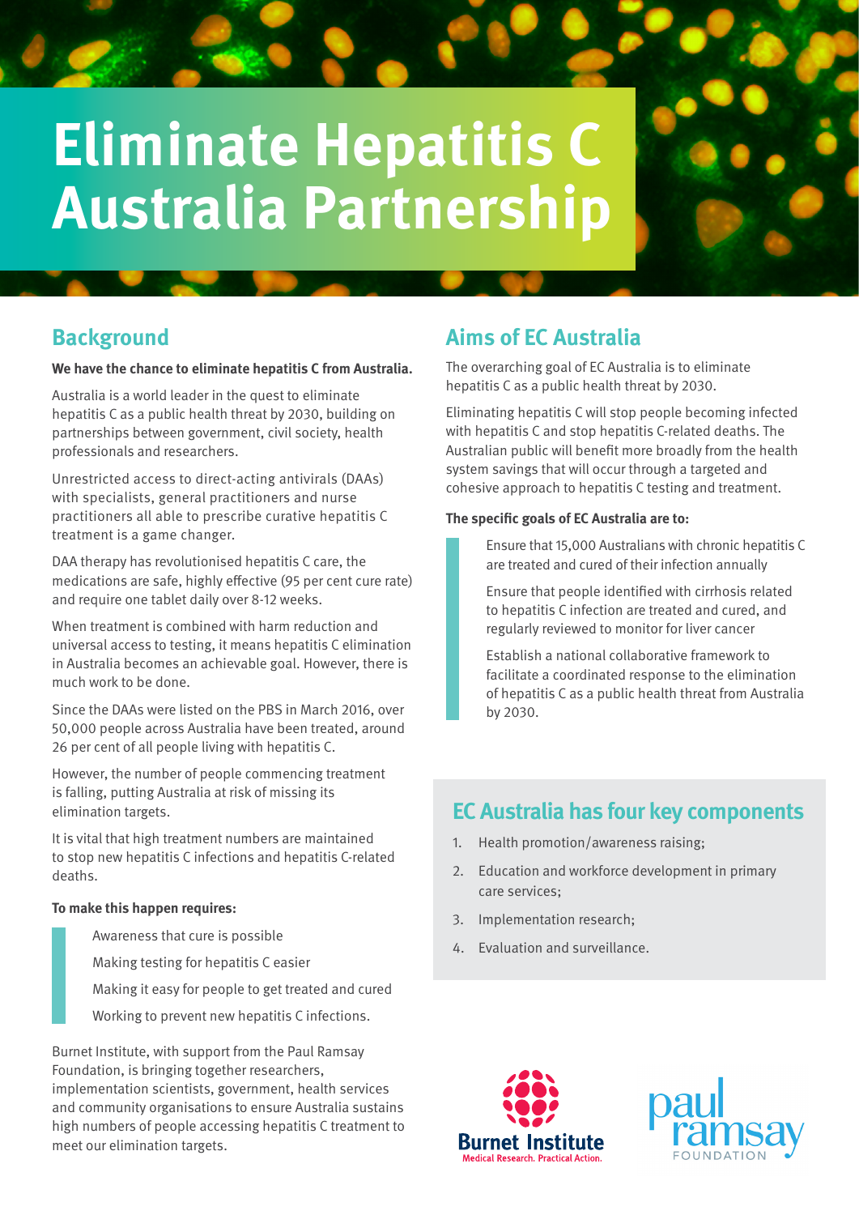# Eliminate Hepatitis C Australia Partnership

## Background

**We have the chance to eliminate hepatitis C from Australia.**

Australia is a world leader in the quest to eliminate hepatitis C as a public health threat by 2030, building on partnerships between government, civil society, health professionals and researchers.

Unrestricted access to direct-acting antivirals (DAAs) with specialists, general practitioners and nurse practitioners all able to prescribe curative hepatitis C treatment is a game changer.

DAA therapy has revolutionised hepatitis C care, the medications are safe, highly effective (95 per cent cure rate) and require one tablet daily over 8-12 weeks.

When treatment is combined with harm reduction and universal access to testing, it means hepatitis C elimination in Australia becomes an achievable goal. However, there is much work to be done.

Since the DAAs were listed on the PBS in March 2016, over 50,000 people across Australia have been treated, around 26 per cent of all people living with hepatitis C.

However, the number of people commencing treatment is falling, putting Australia at risk of missing its elimination targets.

It is vital that high treatment numbers are maintained to stop new hepatitis C infections and hepatitis C-related deaths.

**To make this happen requires:**

- Awareness that cure is possible
- Making testing for hepatitis C easier
- Making it easy for people to get treated and cured
- Working to prevent new hepatitis C infections.

Burnet Institute, with support from the Paul Ramsay Foundation, is bringing together researchers, implementation scientists, government, health services and community organisations to ensure Australia sustains high numbers of people accessing hepatitis C treatment to meet our elimination targets.

## Aims of EC Australia

The overarching goal of EC Australia is to eliminate hepatitis C as a public health threat by 2030.

Eliminating hepatitis C will stop people becoming infected with hepatitis C and stop hepatitis C-related deaths. The Australian public will benefit more broadly from the health system savings that will occur through a targeted and cohesive approach to hepatitis C testing and treatment.

**The specific goals of EC Australia are to:**

- Ensure that 15,000 Australians with chronic hepatitis C are treated and cured of their infection annually
- Ensure that people identified with cirrhosis related to hepatitis C infection are treated and cured, and regularly reviewed to monitor for liver cancer
- Establish a national collaborative framework to facilitate a coordinated response to the elimination of hepatitis C as a public health threat from Australia by 2030.

## EC Australia has four key components

1. Health promotion/awareness raising;
2. Education and workforce development in primary care services;
3. Implementation research;
4. Evaluation and surveillance.

Burnet Institute
Medical Research. Practical Action.

paul ramsay FOUNDATION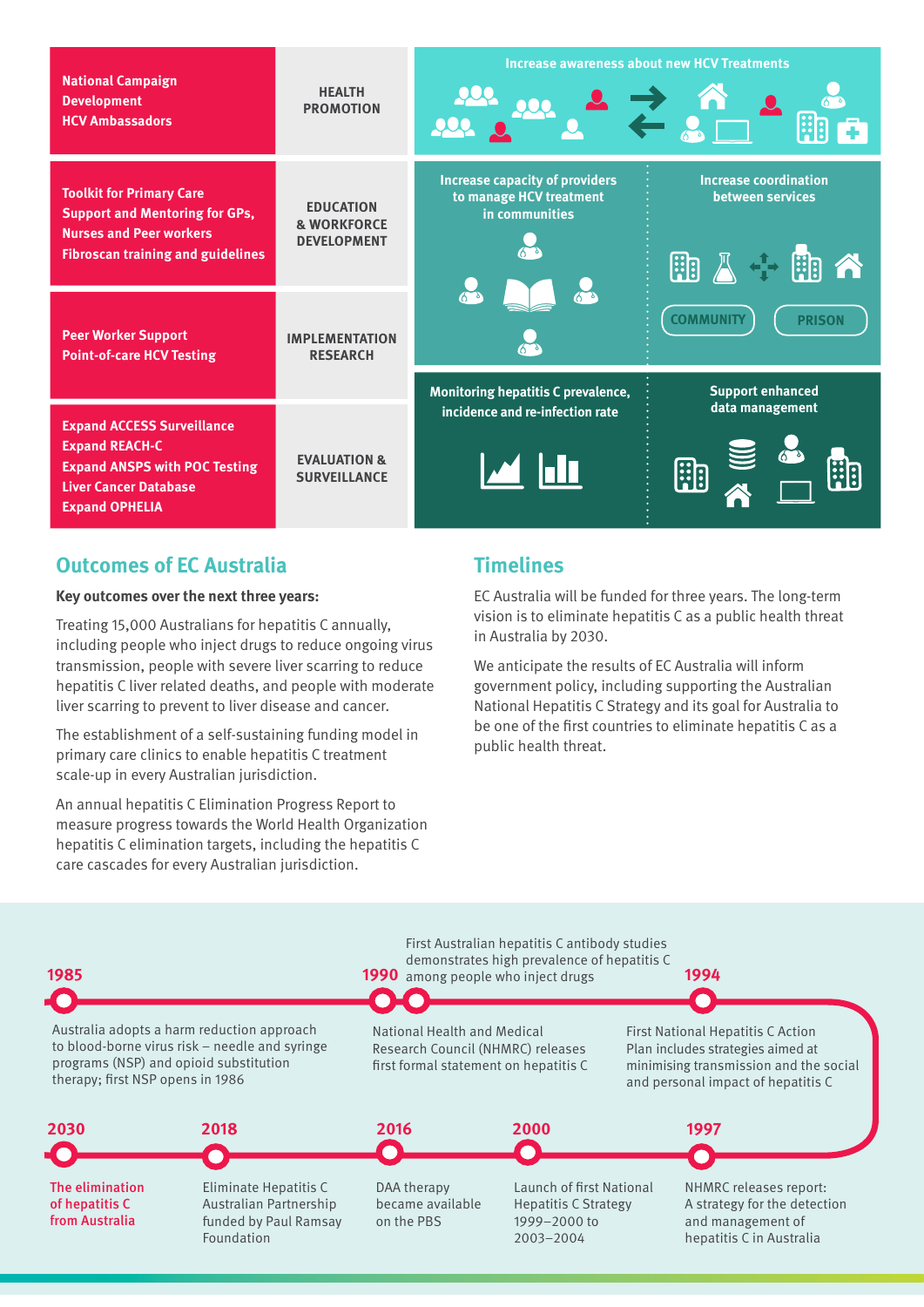| | | |
|---|---|---|
| National Campaign Development<br>HCV Ambassadors | HEALTH PROMOTION | Increase awareness about new HCV Treatments |
| Toolkit for Primary Care<br>Support and Mentoring for GPs, Nurses and Peer workers<br>Fibroscan training and guidelines | EDUCATION & WORKFORCE DEVELOPMENT | Increase capacity of providers to manage HCV treatment in communities / Increase coordination between services (COMMUNITY, PRISON) |
| Peer Worker Support<br>Point-of-care HCV Testing | IMPLEMENTATION RESEARCH | |
| Expand ACCESS Surveillance<br>Expand REACH-C<br>Expand ANSPS with POC Testing<br>Liver Cancer Database<br>Expand OPHELIA | EVALUATION & SURVEILLANCE | Monitoring hepatitis C prevalence, incidence and re-infection rate / Support enhanced data management |

## Outcomes of EC Australia

**Key outcomes over the next three years:**

Treating 15,000 Australians for hepatitis C annually, including people who inject drugs to reduce ongoing virus transmission, people with severe liver scarring to reduce hepatitis C liver related deaths, and people with moderate liver scarring to prevent to liver disease and cancer.

The establishment of a self-sustaining funding model in primary care clinics to enable hepatitis C treatment scale-up in every Australian jurisdiction.

An annual hepatitis C Elimination Progress Report to measure progress towards the World Health Organization hepatitis C elimination targets, including the hepatitis C care cascades for every Australian jurisdiction.

## Timelines

EC Australia will be funded for three years. The long-term vision is to eliminate hepatitis C as a public health threat in Australia by 2030.

We anticipate the results of EC Australia will inform government policy, including supporting the Australian National Hepatitis C Strategy and its goal for Australia to be one of the first countries to eliminate hepatitis C as a public health threat.

**1985** – Australia adopts a harm reduction approach to blood-borne virus risk – needle and syringe programs (NSP) and opioid substitution therapy; first NSP opens in 1986

**1990** – First Australian hepatitis C antibody studies demonstrates high prevalence of hepatitis C among people who inject drugs

National Health and Medical Research Council (NHMRC) releases first formal statement on hepatitis C

**1994** – First National Hepatitis C Action Plan includes strategies aimed at minimising transmission and the social and personal impact of hepatitis C

**1997** – NHMRC releases report: A strategy for the detection and management of hepatitis C in Australia

**2000** – Launch of first National Hepatitis C Strategy 1999–2000 to 2003–2004

**2016** – DAA therapy became available on the PBS

**2018** – Eliminate Hepatitis C Australian Partnership funded by Paul Ramsay Foundation

**2030** – The elimination of hepatitis C from Australia